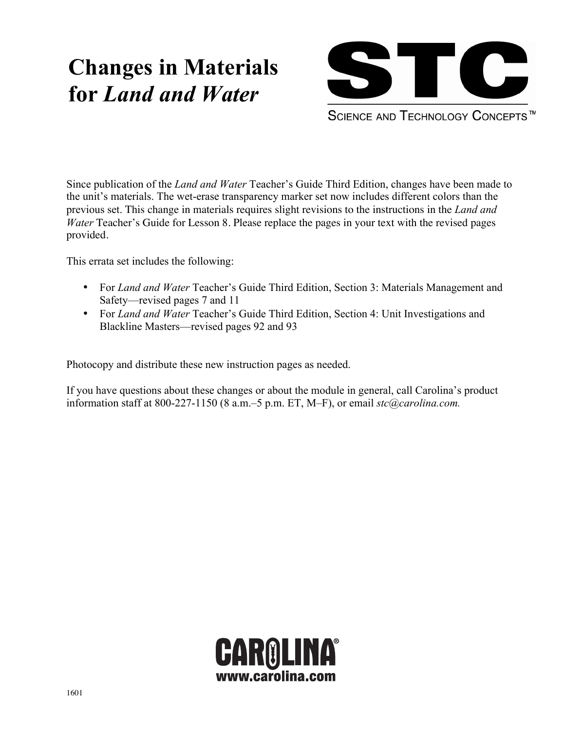# Changes in Materials for *Land and Water*

STC

SCIENCE AND TECHNOLOGY CONCEPTS™

Since publication of the *Land and Water* Teacher's Guide Third Edition, changes have been made to the unit's materials. The wet-erase transparency marker set now includes different colors than the previous set. This change in materials requires slight revisions to the instructions in the *Land and Water* Teacher's Guide for Lesson 8. Please replace the pages in your text with the revised pages provided.

This errata set includes the following:

- For *Land and Water* Teacher's Guide Third Edition, Section 3: Materials Management and Safety—revised pages 7 and 11
- For *Land and Water* Teacher's Guide Third Edition, Section 4: Unit Investigations and Blackline Masters—revised pages 92 and 93

Photocopy and distribute these new instruction pages as needed.

If you have questions about these changes or about the module in general, call Carolina's product information staff at 800-227-1150 (8 a.m.–5 p.m. ET, M–F), or email *stc@carolina.com.*

CAROLINA®
www.carolina.com

1601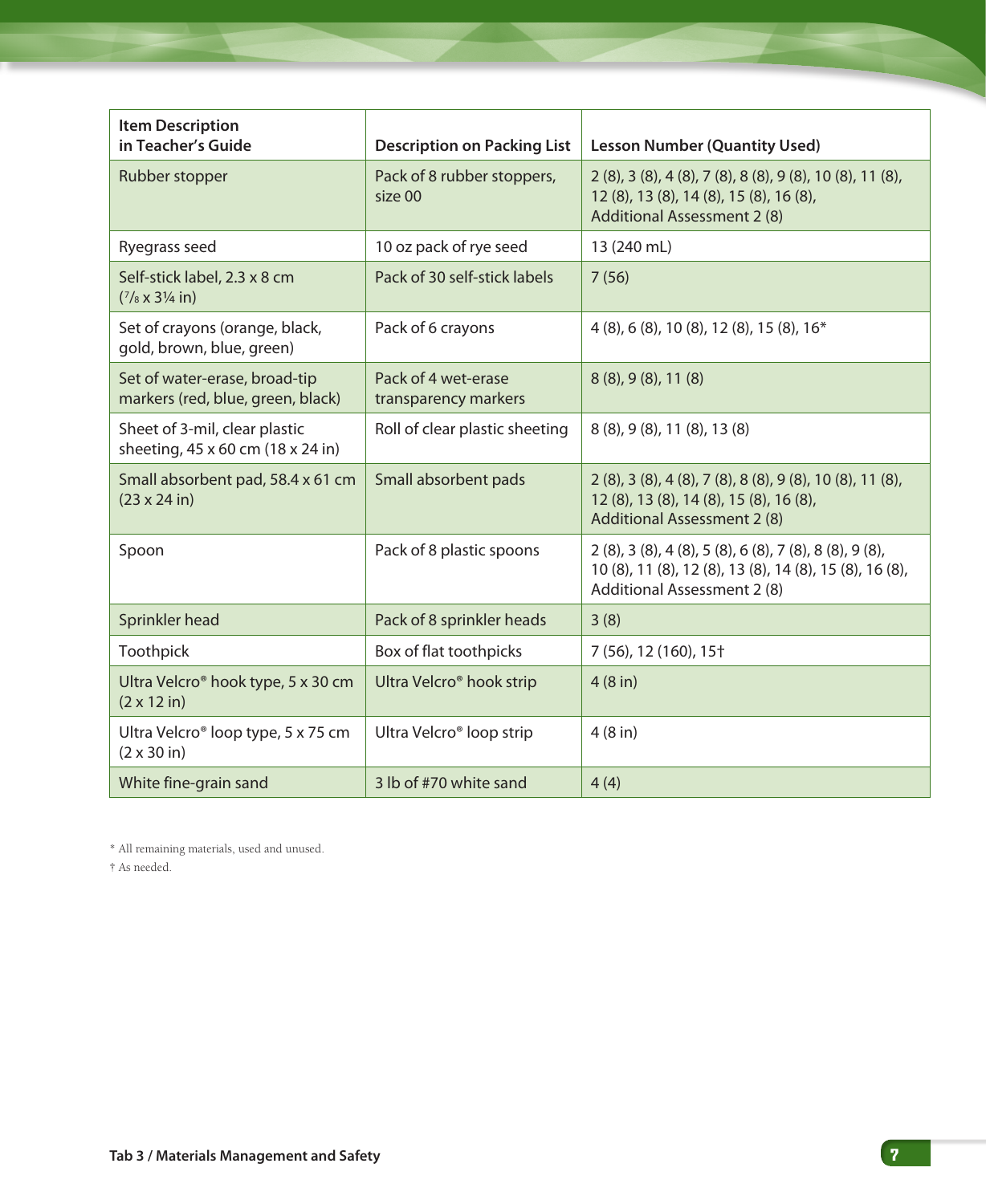| Item Description in Teacher's Guide | Description on Packing List | Lesson Number (Quantity Used) |
|---|---|---|
| Rubber stopper | Pack of 8 rubber stoppers, size 00 | 2 (8), 3 (8), 4 (8), 7 (8), 8 (8), 9 (8), 10 (8), 11 (8), 12 (8), 13 (8), 14 (8), 15 (8), 16 (8), Additional Assessment 2 (8) |
| Ryegrass seed | 10 oz pack of rye seed | 13 (240 mL) |
| Self-stick label, 2.3 x 8 cm (7/8 x 3¼ in) | Pack of 30 self-stick labels | 7 (56) |
| Set of crayons (orange, black, gold, brown, blue, green) | Pack of 6 crayons | 4 (8), 6 (8), 10 (8), 12 (8), 15 (8), 16* |
| Set of water-erase, broad-tip markers (red, blue, green, black) | Pack of 4 wet-erase transparency markers | 8 (8), 9 (8), 11 (8) |
| Sheet of 3-mil, clear plastic sheeting, 45 x 60 cm (18 x 24 in) | Roll of clear plastic sheeting | 8 (8), 9 (8), 11 (8), 13 (8) |
| Small absorbent pad, 58.4 x 61 cm (23 x 24 in) | Small absorbent pads | 2 (8), 3 (8), 4 (8), 7 (8), 8 (8), 9 (8), 10 (8), 11 (8), 12 (8), 13 (8), 14 (8), 15 (8), 16 (8), Additional Assessment 2 (8) |
| Spoon | Pack of 8 plastic spoons | 2 (8), 3 (8), 4 (8), 5 (8), 6 (8), 7 (8), 8 (8), 9 (8), 10 (8), 11 (8), 12 (8), 13 (8), 14 (8), 15 (8), 16 (8), Additional Assessment 2 (8) |
| Sprinkler head | Pack of 8 sprinkler heads | 3 (8) |
| Toothpick | Box of flat toothpicks | 7 (56), 12 (160), 15† |
| Ultra Velcro® hook type, 5 x 30 cm (2 x 12 in) | Ultra Velcro® hook strip | 4 (8 in) |
| Ultra Velcro® loop type, 5 x 75 cm (2 x 30 in) | Ultra Velcro® loop strip | 4 (8 in) |
| White fine-grain sand | 3 lb of #70 white sand | 4 (4) |

\* All remaining materials, used and unused.

† As needed.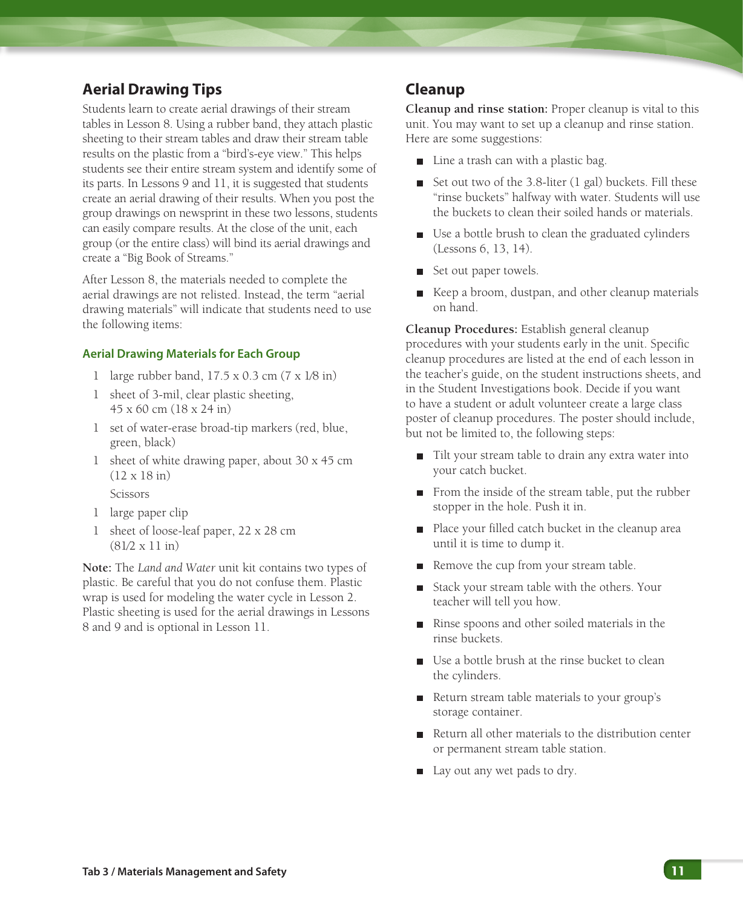## Aerial Drawing Tips

Students learn to create aerial drawings of their stream tables in Lesson 8. Using a rubber band, they attach plastic sheeting to their stream tables and draw their stream table results on the plastic from a "bird's-eye view." This helps students see their entire stream system and identify some of its parts. In Lessons 9 and 11, it is suggested that students create an aerial drawing of their results. When you post the group drawings on newsprint in these two lessons, students can easily compare results. At the close of the unit, each group (or the entire class) will bind its aerial drawings and create a "Big Book of Streams."

After Lesson 8, the materials needed to complete the aerial drawings are not relisted. Instead, the term "aerial drawing materials" will indicate that students need to use the following items:

### Aerial Drawing Materials for Each Group

- 1 large rubber band, 17.5 x 0.3 cm (7 x 1/8 in)
- 1 sheet of 3-mil, clear plastic sheeting, 45 x 60 cm (18 x 24 in)
- 1 set of water-erase broad-tip markers (red, blue, green, black)
- 1 sheet of white drawing paper, about 30 x 45 cm (12 x 18 in)
- Scissors
- 1 large paper clip
- 1 sheet of loose-leaf paper, 22 x 28 cm (81/2 x 11 in)

**Note:** The *Land and Water* unit kit contains two types of plastic. Be careful that you do not confuse them. Plastic wrap is used for modeling the water cycle in Lesson 2. Plastic sheeting is used for the aerial drawings in Lessons 8 and 9 and is optional in Lesson 11.

## Cleanup

**Cleanup and rinse station:** Proper cleanup is vital to this unit. You may want to set up a cleanup and rinse station. Here are some suggestions:

- Line a trash can with a plastic bag.
- Set out two of the 3.8-liter (1 gal) buckets. Fill these "rinse buckets" halfway with water. Students will use the buckets to clean their soiled hands or materials.
- Use a bottle brush to clean the graduated cylinders (Lessons 6, 13, 14).
- Set out paper towels.
- Keep a broom, dustpan, and other cleanup materials on hand.

**Cleanup Procedures:** Establish general cleanup procedures with your students early in the unit. Specific cleanup procedures are listed at the end of each lesson in the teacher's guide, on the student instructions sheets, and in the Student Investigations book. Decide if you want to have a student or adult volunteer create a large class poster of cleanup procedures. The poster should include, but not be limited to, the following steps:

- Tilt your stream table to drain any extra water into your catch bucket.
- From the inside of the stream table, put the rubber stopper in the hole. Push it in.
- Place your filled catch bucket in the cleanup area until it is time to dump it.
- Remove the cup from your stream table.
- Stack your stream table with the others. Your teacher will tell you how.
- Rinse spoons and other soiled materials in the rinse buckets.
- Use a bottle brush at the rinse bucket to clean the cylinders.
- Return stream table materials to your group's storage container.
- Return all other materials to the distribution center or permanent stream table station.
- Lay out any wet pads to dry.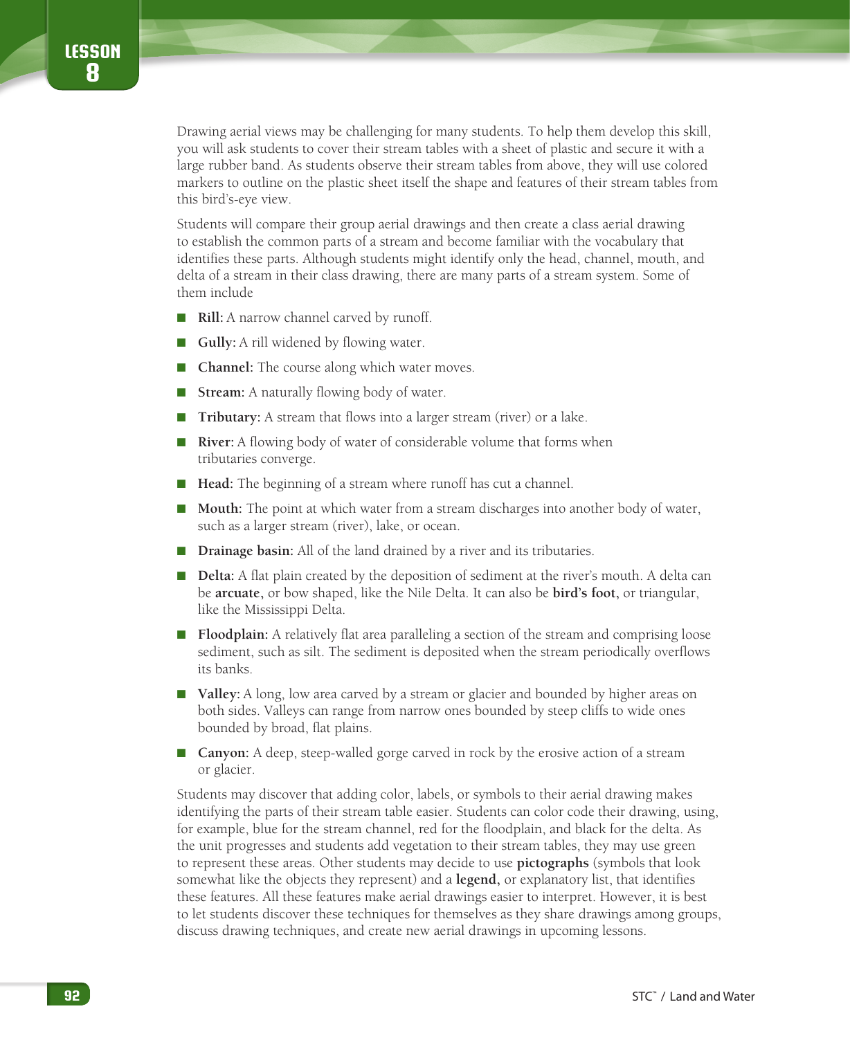Drawing aerial views may be challenging for many students. To help them develop this skill, you will ask students to cover their stream tables with a sheet of plastic and secure it with a large rubber band. As students observe their stream tables from above, they will use colored markers to outline on the plastic sheet itself the shape and features of their stream tables from this bird's-eye view.

Students will compare their group aerial drawings and then create a class aerial drawing to establish the common parts of a stream and become familiar with the vocabulary that identifies these parts. Although students might identify only the head, channel, mouth, and delta of a stream in their class drawing, there are many parts of a stream system. Some of them include

- **Rill:** A narrow channel carved by runoff.
- **Gully:** A rill widened by flowing water.
- **Channel:** The course along which water moves.
- **Stream:** A naturally flowing body of water.
- **Tributary:** A stream that flows into a larger stream (river) or a lake.
- **River:** A flowing body of water of considerable volume that forms when tributaries converge.
- **Head:** The beginning of a stream where runoff has cut a channel.
- **Mouth:** The point at which water from a stream discharges into another body of water, such as a larger stream (river), lake, or ocean.
- **Drainage basin:** All of the land drained by a river and its tributaries.
- **Delta:** A flat plain created by the deposition of sediment at the river's mouth. A delta can be **arcuate,** or bow shaped, like the Nile Delta. It can also be **bird's foot,** or triangular, like the Mississippi Delta.
- **Floodplain:** A relatively flat area paralleling a section of the stream and comprising loose sediment, such as silt. The sediment is deposited when the stream periodically overflows its banks.
- **Valley:** A long, low area carved by a stream or glacier and bounded by higher areas on both sides. Valleys can range from narrow ones bounded by steep cliffs to wide ones bounded by broad, flat plains.
- **Canyon:** A deep, steep-walled gorge carved in rock by the erosive action of a stream or glacier.

Students may discover that adding color, labels, or symbols to their aerial drawing makes identifying the parts of their stream table easier. Students can color code their drawing, using, for example, blue for the stream channel, red for the floodplain, and black for the delta. As the unit progresses and students add vegetation to their stream tables, they may use green to represent these areas. Other students may decide to use **pictographs** (symbols that look somewhat like the objects they represent) and a **legend,** or explanatory list, that identifies these features. All these features make aerial drawings easier to interpret. However, it is best to let students discover these techniques for themselves as they share drawings among groups, discuss drawing techniques, and create new aerial drawings in upcoming lessons.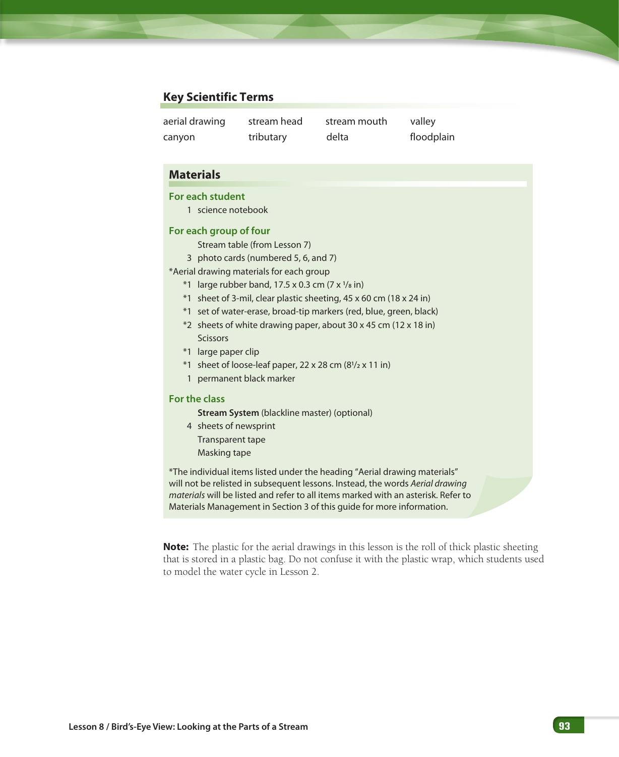## Key Scientific Terms

| | | | |
|---|---|---|---|
| aerial drawing | stream head | stream mouth | valley |
| canyon | tributary | delta | floodplain |

## Materials

### For each student

1 science notebook

### For each group of four

Stream table (from Lesson 7)

3 photo cards (numbered 5, 6, and 7)

*Aerial drawing materials for each group

- *1 large rubber band, 17.5 x 0.3 cm (7 x 1/8 in)
- *1 sheet of 3-mil, clear plastic sheeting, 45 x 60 cm (18 x 24 in)
- *1 set of water-erase, broad-tip markers (red, blue, green, black)
- *2 sheets of white drawing paper, about 30 x 45 cm (12 x 18 in)
- Scissors
- *1 large paper clip
- *1 sheet of loose-leaf paper, 22 x 28 cm (8 1/2 x 11 in)
- 1 permanent black marker

### For the class

**Stream System** (blackline master) (optional)

4 sheets of newsprint

Transparent tape

Masking tape

*The individual items listed under the heading "Aerial drawing materials" will not be relisted in subsequent lessons. Instead, the words *Aerial drawing materials* will be listed and refer to all items marked with an asterisk. Refer to Materials Management in Section 3 of this guide for more information.

**Note:** The plastic for the aerial drawings in this lesson is the roll of thick plastic sheeting that is stored in a plastic bag. Do not confuse it with the plastic wrap, which students used to model the water cycle in Lesson 2.